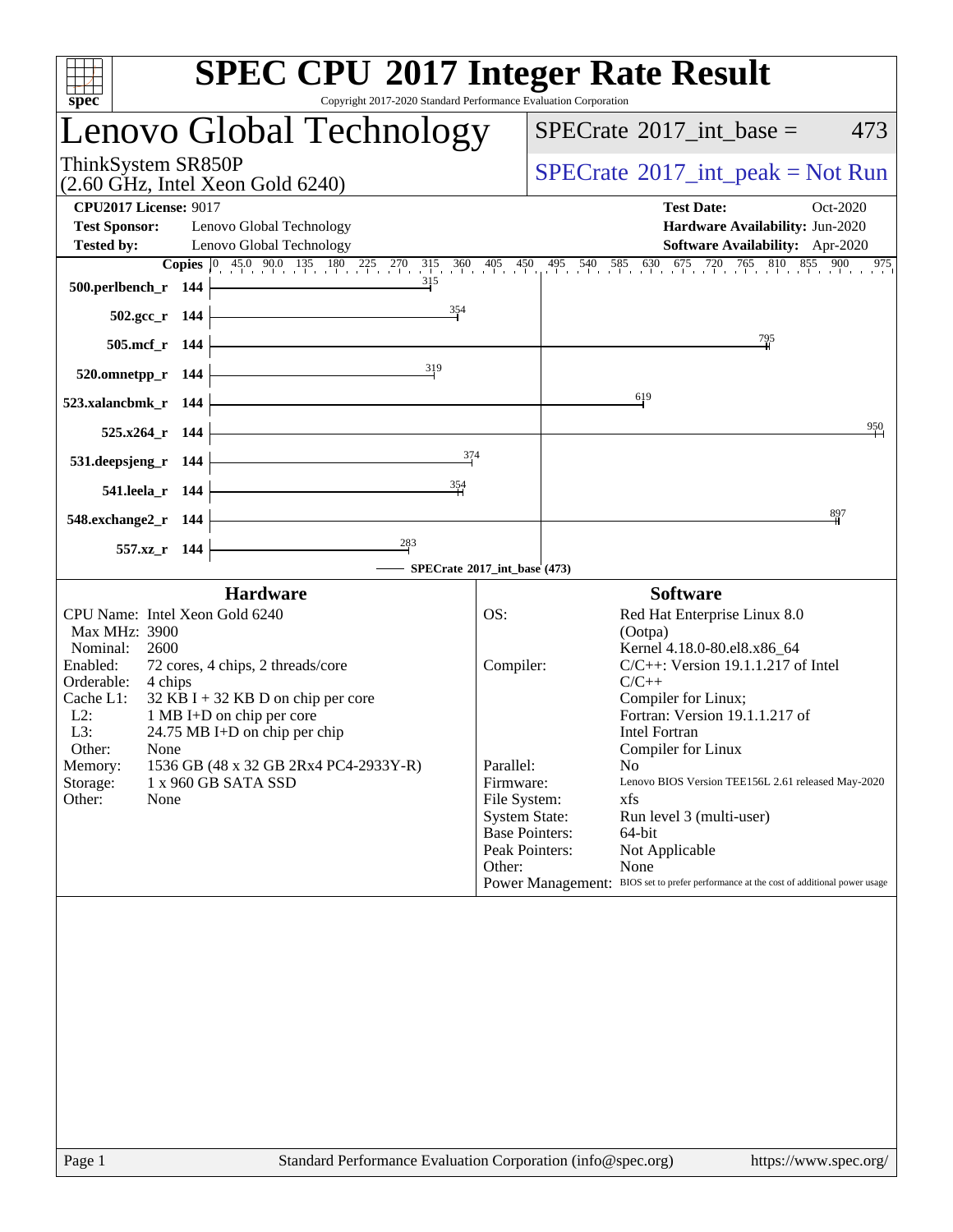# SPEC CPU 2017 Integer Rate Result

Copyright 2017-2020 Standard Performance Evaluation Corporation

## Lenovo Global Technology

ThinkSystem SR850P
(2.60 GHz, Intel Xeon Gold 6240)

SPECrate 2017_int_base = 473

SPECrate 2017_int_peak = Not Run

| | | | |
|---|---|---|---|
| **CPU2017 License:** | 9017 | **Test Date:** | Oct-2020 |
| **Test Sponsor:** | Lenovo Global Technology | **Hardware Availability:** | Jun-2020 |
| **Tested by:** | Lenovo Global Technology | **Software Availability:** | Apr-2020 |

| Benchmark | Copies | SPECrate 2017_int_base |
|---|---|---|
| 500.perlbench_r | 144 | 315 |
| 502.gcc_r | 144 | 354 |
| 505.mcf_r | 144 | 795 |
| 520.omnetpp_r | 144 | 319 |
| 523.xalancbmk_r | 144 | 619 |
| 525.x264_r | 144 | 950 |
| 531.deepsjeng_r | 144 | 374 |
| 541.leela_r | 144 | 354 |
| 548.exchange2_r | 144 | 897 |
| 557.xz_r | 144 | 283 |

SPECrate 2017_int_base (473)

### Hardware

| | |
|---|---|
| CPU Name: | Intel Xeon Gold 6240 |
| Max MHz: | 3900 |
| Nominal: | 2600 |
| Enabled: | 72 cores, 4 chips, 2 threads/core |
| Orderable: | 4 chips |
| Cache L1: | 32 KB I + 32 KB D on chip per core |
| L2: | 1 MB I+D on chip per core |
| L3: | 24.75 MB I+D on chip per chip |
| Other: | None |
| Memory: | 1536 GB (48 x 32 GB 2Rx4 PC4-2933Y-R) |
| Storage: | 1 x 960 GB SATA SSD |
| Other: | None |

### Software

| | |
|---|---|
| OS: | Red Hat Enterprise Linux 8.0 (Ootpa) Kernel 4.18.0-80.el8.x86_64 |
| Compiler: | C/C++: Version 19.1.1.217 of Intel C/C++ Compiler for Linux; Fortran: Version 19.1.1.217 of Intel Fortran Compiler for Linux |
| Parallel: | No |
| Firmware: | Lenovo BIOS Version TEE156L 2.61 released May-2020 |
| File System: | xfs |
| System State: | Run level 3 (multi-user) |
| Base Pointers: | 64-bit |
| Peak Pointers: | Not Applicable |
| Other: | None |
| Power Management: | BIOS set to prefer performance at the cost of additional power usage |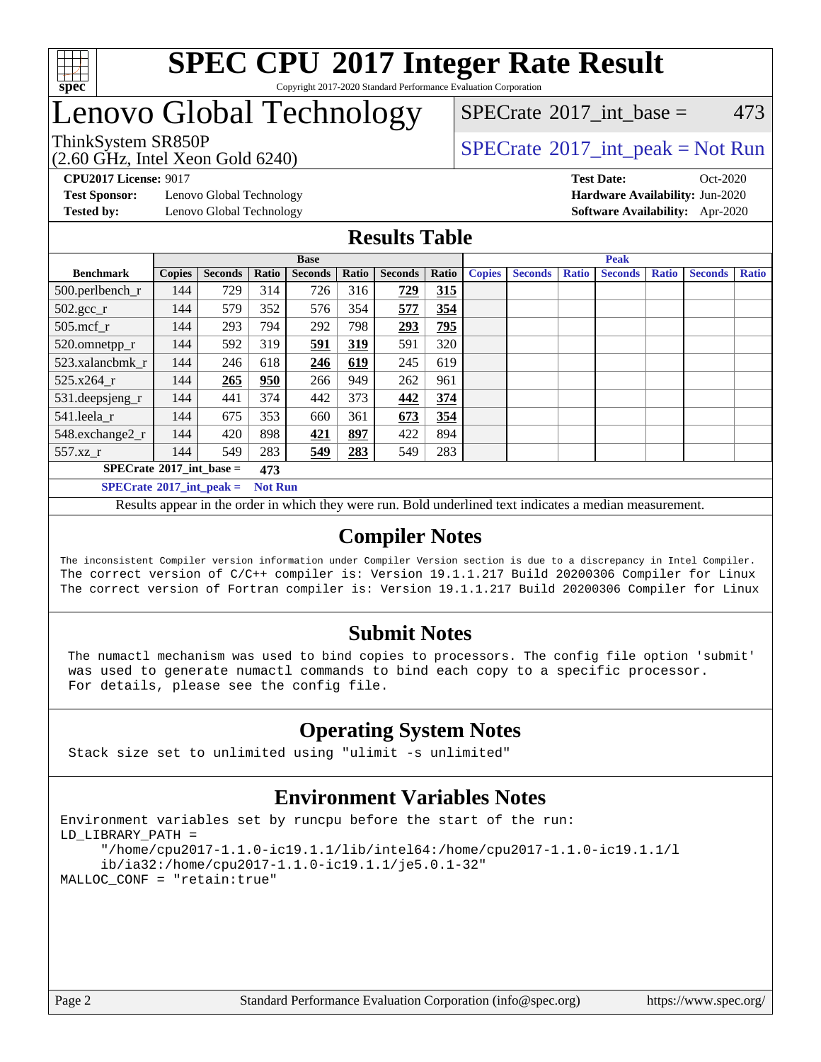# SPEC CPU 2017 Integer Rate Result

Copyright 2017-2020 Standard Performance Evaluation Corporation

# Lenovo Global Technology

ThinkSystem SR850P
(2.60 GHz, Intel Xeon Gold 6240)

SPECrate 2017_int_base = 473

SPECrate 2017_int_peak = Not Run

**CPU2017 License:** 9017
**Test Sponsor:** Lenovo Global Technology
**Tested by:** Lenovo Global Technology

**Test Date:** Oct-2020
**Hardware Availability:** Jun-2020
**Software Availability:** Apr-2020

## Results Table

| Benchmark | Base | | | | | | | Peak | | | | | | |
|---|---|---|---|---|---|---|---|---|---|---|---|---|---|---|
| | Copies | Seconds | Ratio | Seconds | Ratio | Seconds | Ratio | Copies | Seconds | Ratio | Seconds | Ratio | Seconds | Ratio |
| 500.perlbench_r | 144 | 729 | 314 | 726 | 316 | **729** | **315** | | | | | | | |
| 502.gcc_r | 144 | 579 | 352 | 576 | 354 | **577** | **354** | | | | | | | |
| 505.mcf_r | 144 | 293 | 794 | 292 | 798 | **293** | **795** | | | | | | | |
| 520.omnetpp_r | 144 | 592 | 319 | **591** | **319** | 591 | 320 | | | | | | | |
| 523.xalancbmk_r | 144 | 246 | 618 | **246** | **619** | 245 | 619 | | | | | | | |
| 525.x264_r | 144 | **265** | **950** | 266 | 949 | 262 | 961 | | | | | | | |
| 531.deepsjeng_r | 144 | 441 | 374 | 442 | 373 | **442** | **374** | | | | | | | |
| 541.leela_r | 144 | 675 | 353 | 660 | 361 | **673** | **354** | | | | | | | |
| 548.exchange2_r | 144 | 420 | 898 | **421** | **897** | 422 | 894 | | | | | | | |
| 557.xz_r | 144 | 549 | 283 | **549** | **283** | 549 | 283 | | | | | | | |

**SPECrate 2017_int_base = 473**

**SPECrate 2017_int_peak = Not Run**

Results appear in the order in which they were run. Bold underlined text indicates a median measurement.

## Compiler Notes

```
The inconsistent Compiler version information under Compiler Version section is due to a discrepancy in Intel Compiler.
The correct version of C/C++ compiler is: Version 19.1.1.217 Build 20200306 Compiler for Linux
The correct version of Fortran compiler is: Version 19.1.1.217 Build 20200306 Compiler for Linux
```

## Submit Notes

```
The numactl mechanism was used to bind copies to processors. The config file option 'submit'
was used to generate numactl commands to bind each copy to a specific processor.
For details, please see the config file.
```

## Operating System Notes

```
Stack size set to unlimited using "ulimit -s unlimited"
```

## Environment Variables Notes

```
Environment variables set by runcpu before the start of the run:
LD_LIBRARY_PATH =
     "/home/cpu2017-1.1.0-ic19.1.1/lib/intel64:/home/cpu2017-1.1.0-ic19.1.1/l
     ib/ia32:/home/cpu2017-1.1.0-ic19.1.1/je5.0.1-32"
MALLOC_CONF = "retain:true"
```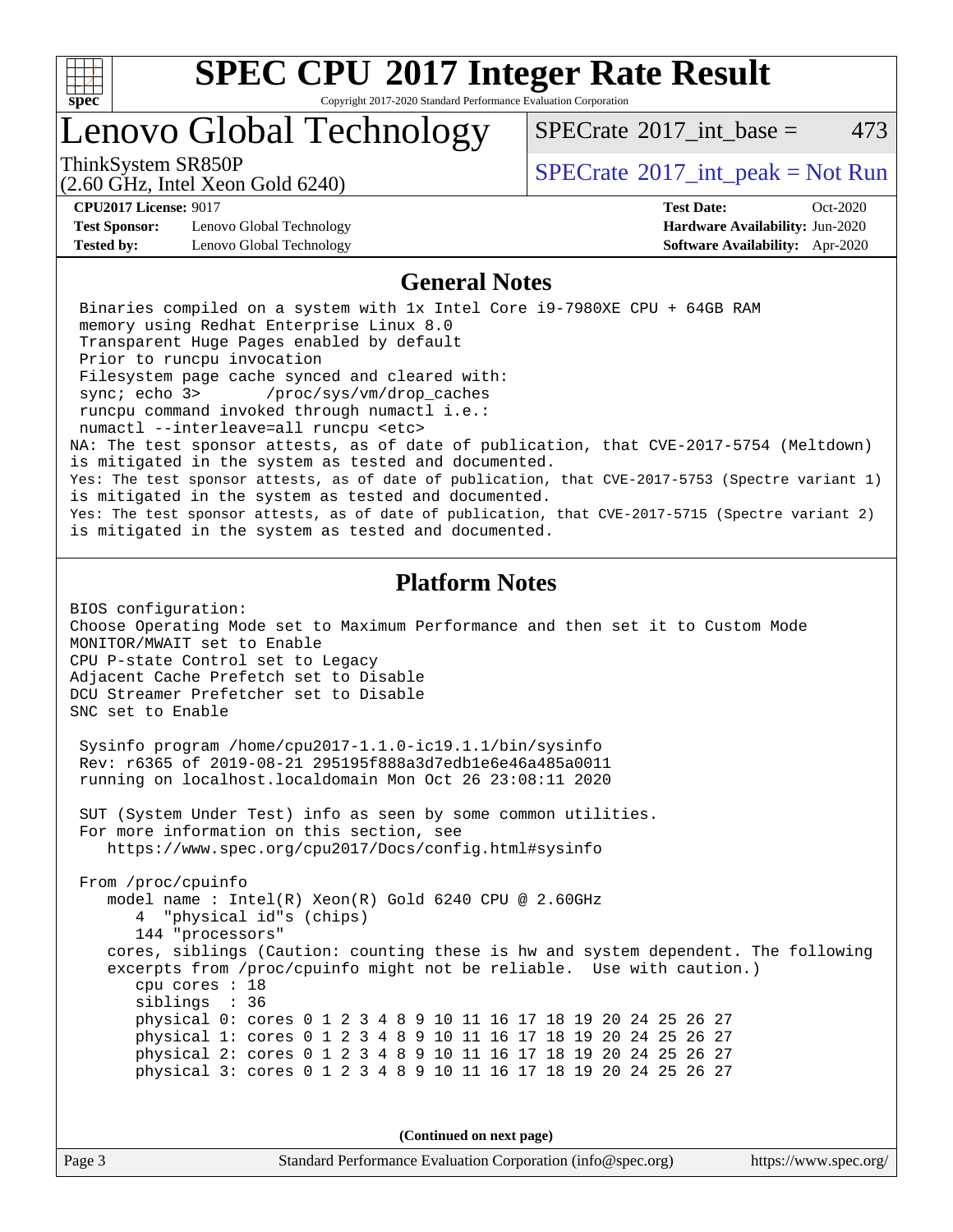# SPEC CPU 2017 Integer Rate Result

Copyright 2017-2020 Standard Performance Evaluation Corporation

# Lenovo Global Technology

ThinkSystem SR850P
(2.60 GHz, Intel Xeon Gold 6240)

SPECrate 2017_int_base = 473

SPECrate 2017_int_peak = Not Run

**CPU2017 License:** 9017
**Test Sponsor:** Lenovo Global Technology
**Tested by:** Lenovo Global Technology

**Test Date:** Oct-2020
**Hardware Availability:** Jun-2020
**Software Availability:** Apr-2020

## General Notes

```
 Binaries compiled on a system with 1x Intel Core i9-7980XE CPU + 64GB RAM
 memory using Redhat Enterprise Linux 8.0
 Transparent Huge Pages enabled by default
 Prior to runcpu invocation
 Filesystem page cache synced and cleared with:
 sync; echo 3>       /proc/sys/vm/drop_caches
 runcpu command invoked through numactl i.e.:
 numactl --interleave=all runcpu <etc>
NA: The test sponsor attests, as of date of publication, that CVE-2017-5754 (Meltdown)
is mitigated in the system as tested and documented.
Yes: The test sponsor attests, as of date of publication, that CVE-2017-5753 (Spectre variant 1)
is mitigated in the system as tested and documented.
Yes: The test sponsor attests, as of date of publication, that CVE-2017-5715 (Spectre variant 2)
is mitigated in the system as tested and documented.
```

## Platform Notes

```
BIOS configuration:
Choose Operating Mode set to Maximum Performance and then set it to Custom Mode
MONITOR/MWAIT set to Enable
CPU P-state Control set to Legacy
Adjacent Cache Prefetch set to Disable
DCU Streamer Prefetcher set to Disable
SNC set to Enable

 Sysinfo program /home/cpu2017-1.1.0-ic19.1.1/bin/sysinfo
 Rev: r6365 of 2019-08-21 295195f888a3d7edb1e6e46a485a0011
 running on localhost.localdomain Mon Oct 26 23:08:11 2020

 SUT (System Under Test) info as seen by some common utilities.
 For more information on this section, see
    https://www.spec.org/cpu2017/Docs/config.html#sysinfo

 From /proc/cpuinfo
    model name : Intel(R) Xeon(R) Gold 6240 CPU @ 2.60GHz
       4  "physical id"s (chips)
       144 "processors"
    cores, siblings (Caution: counting these is hw and system dependent. The following
    excerpts from /proc/cpuinfo might not be reliable.  Use with caution.)
       cpu cores : 18
       siblings  : 36
       physical 0: cores 0 1 2 3 4 8 9 10 11 16 17 18 19 20 24 25 26 27
       physical 1: cores 0 1 2 3 4 8 9 10 11 16 17 18 19 20 24 25 26 27
       physical 2: cores 0 1 2 3 4 8 9 10 11 16 17 18 19 20 24 25 26 27
       physical 3: cores 0 1 2 3 4 8 9 10 11 16 17 18 19 20 24 25 26 27
```

**(Continued on next page)**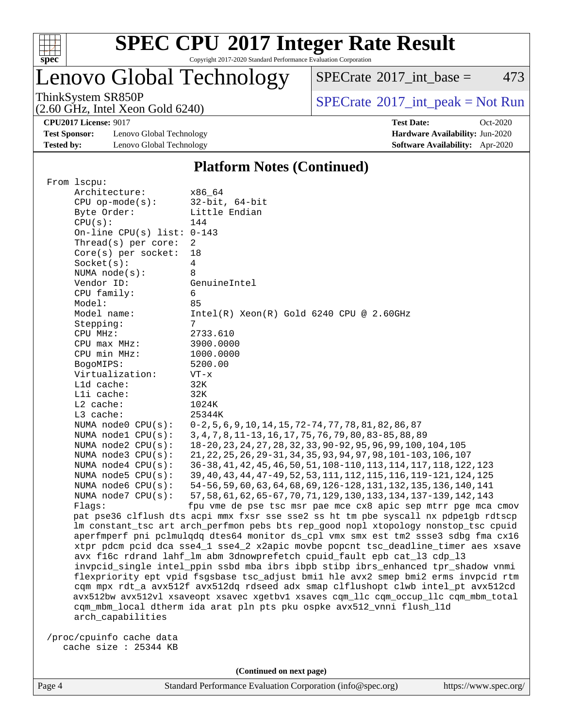# SPEC CPU 2017 Integer Rate Result

Copyright 2017-2020 Standard Performance Evaluation Corporation

## Lenovo Global Technology

ThinkSystem SR850P
(2.60 GHz, Intel Xeon Gold 6240)

SPECrate 2017_int_base = 473

SPECrate 2017_int_peak = Not Run

**CPU2017 License:** 9017
**Test Sponsor:** Lenovo Global Technology
**Tested by:** Lenovo Global Technology

**Test Date:** Oct-2020
**Hardware Availability:** Jun-2020
**Software Availability:** Apr-2020

### Platform Notes (Continued)

```
From lscpu:
     Architecture:        x86_64
     CPU op-mode(s):      32-bit, 64-bit
     Byte Order:          Little Endian
     CPU(s):              144
     On-line CPU(s) list: 0-143
     Thread(s) per core:  2
     Core(s) per socket:  18
     Socket(s):           4
     NUMA node(s):        8
     Vendor ID:           GenuineIntel
     CPU family:          6
     Model:               85
     Model name:          Intel(R) Xeon(R) Gold 6240 CPU @ 2.60GHz
     Stepping:            7
     CPU MHz:             2733.610
     CPU max MHz:         3900.0000
     CPU min MHz:         1000.0000
     BogoMIPS:            5200.00
     Virtualization:      VT-x
     L1d cache:           32K
     L1i cache:           32K
     L2 cache:            1024K
     L3 cache:            25344K
     NUMA node0 CPU(s):   0-2,5,6,9,10,14,15,72-74,77,78,81,82,86,87
     NUMA node1 CPU(s):   3,4,7,8,11-13,16,17,75,76,79,80,83-85,88,89
     NUMA node2 CPU(s):   18-20,23,24,27,28,32,33,90-92,95,96,99,100,104,105
     NUMA node3 CPU(s):   21,22,25,26,29-31,34,35,93,94,97,98,101-103,106,107
     NUMA node4 CPU(s):   36-38,41,42,45,46,50,51,108-110,113,114,117,118,122,123
     NUMA node5 CPU(s):   39,40,43,44,47-49,52,53,111,112,115,116,119-121,124,125
     NUMA node6 CPU(s):   54-56,59,60,63,64,68,69,126-128,131,132,135,136,140,141
     NUMA node7 CPU(s):   57,58,61,62,65-67,70,71,129,130,133,134,137-139,142,143
     Flags:               fpu vme de pse tsc msr pae mce cx8 apic sep mtrr pge mca cmov
     pat pse36 clflush dts acpi mmx fxsr sse sse2 ss ht tm pbe syscall nx pdpe1gb rdtscp
     lm constant_tsc art arch_perfmon pebs bts rep_good nopl xtopology nonstop_tsc cpuid
     aperfmperf pni pclmulqdq dtes64 monitor ds_cpl vmx smx est tm2 ssse3 sdbg fma cx16
     xtpr pdcm pcid dca sse4_1 sse4_2 x2apic movbe popcnt tsc_deadline_timer aes xsave
     avx f16c rdrand lahf_lm abm 3dnowprefetch cpuid_fault epb cat_l3 cdp_l3
     invpcid_single intel_ppin ssbd mba ibrs ibpb stibp ibrs_enhanced tpr_shadow vnmi
     flexpriority ept vpid fsgsbase tsc_adjust bmi1 hle avx2 smep bmi2 erms invpcid rtm
     cqm mpx rdt_a avx512f avx512dq rdseed adx smap clflushopt clwb intel_pt avx512cd
     avx512bw avx512vl xsaveopt xsavec xgetbv1 xsaves cqm_llc cqm_occup_llc cqm_mbm_total
     cqm_mbm_local dtherm ida arat pln pts pku ospke avx512_vnni flush_l1d
     arch_capabilities

 /proc/cpuinfo cache data
    cache size : 25344 KB
```

(Continued on next page)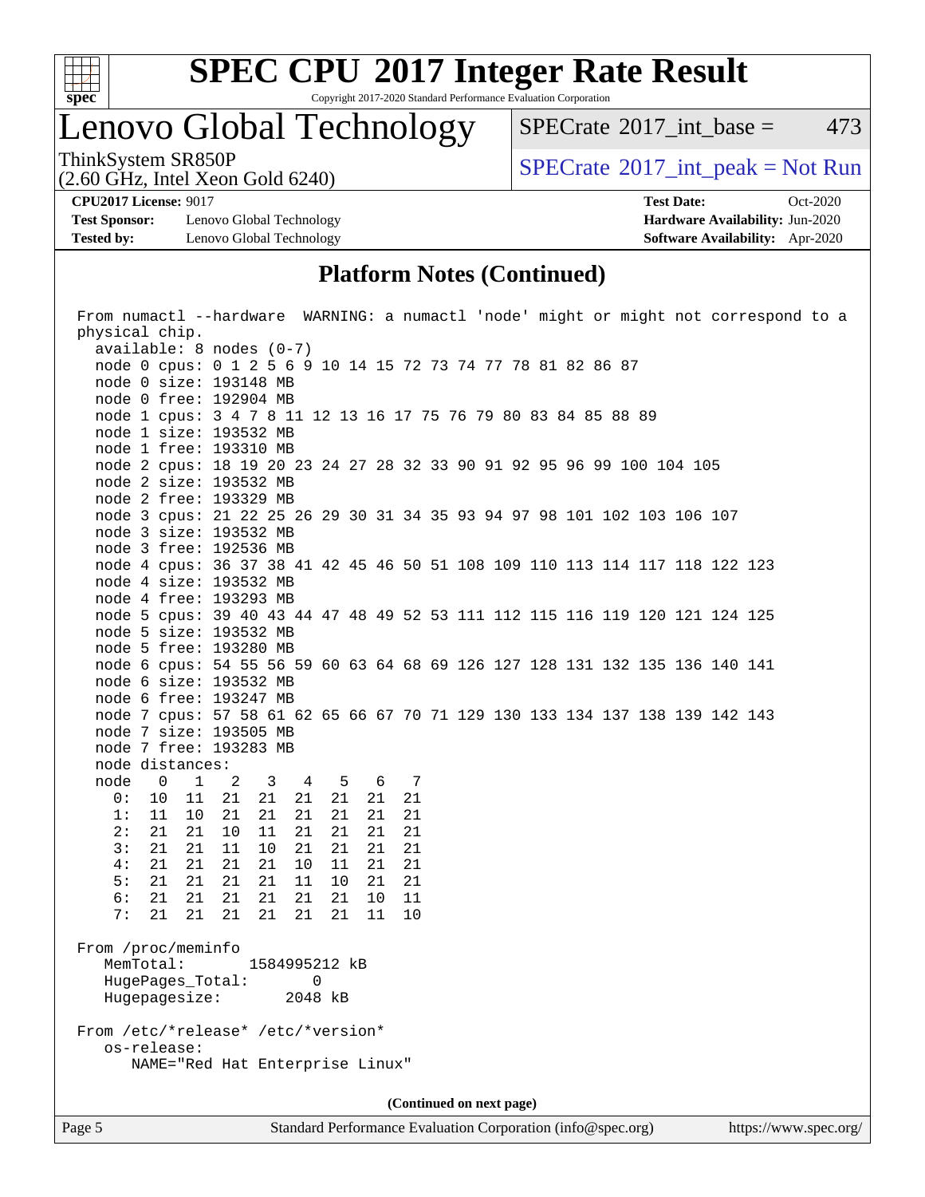## Platform Notes (Continued)

```
From numactl --hardware  WARNING: a numactl 'node' might or might not correspond to a
physical chip.
  available: 8 nodes (0-7)
  node 0 cpus: 0 1 2 5 6 9 10 14 15 72 73 74 77 78 81 82 86 87
  node 0 size: 193148 MB
  node 0 free: 192904 MB
  node 1 cpus: 3 4 7 8 11 12 13 16 17 75 76 79 80 83 84 85 88 89
  node 1 size: 193532 MB
  node 1 free: 193310 MB
  node 2 cpus: 18 19 20 23 24 27 28 32 33 90 91 92 95 96 99 100 104 105
  node 2 size: 193532 MB
  node 2 free: 193329 MB
  node 3 cpus: 21 22 25 26 29 30 31 34 35 93 94 97 98 101 102 103 106 107
  node 3 size: 193532 MB
  node 3 free: 192536 MB
  node 4 cpus: 36 37 38 41 42 45 46 50 51 108 109 110 113 114 117 118 122 123
  node 4 size: 193532 MB
  node 4 free: 193293 MB
  node 5 cpus: 39 40 43 44 47 48 49 52 53 111 112 115 116 119 120 121 124 125
  node 5 size: 193532 MB
  node 5 free: 193280 MB
  node 6 cpus: 54 55 56 59 60 63 64 68 69 126 127 128 131 132 135 136 140 141
  node 6 size: 193532 MB
  node 6 free: 193247 MB
  node 7 cpus: 57 58 61 62 65 66 67 70 71 129 130 133 134 137 138 139 142 143
  node 7 size: 193505 MB
  node 7 free: 193283 MB
  node distances:
  node   0   1   2   3   4   5   6   7
    0:  10  11  21  21  21  21  21  21
    1:  11  10  21  21  21  21  21  21
    2:  21  21  10  11  21  21  21  21
    3:  21  21  11  10  21  21  21  21
    4:  21  21  21  21  10  11  21  21
    5:  21  21  21  21  11  10  21  21
    6:  21  21  21  21  21  21  10  11
    7:  21  21  21  21  21  21  11  10

From /proc/meminfo
   MemTotal:       1584995212 kB
   HugePages_Total:       0
   Hugepagesize:       2048 kB

From /etc/*release* /etc/*version*
   os-release:
      NAME="Red Hat Enterprise Linux"
```

(Continued on next page)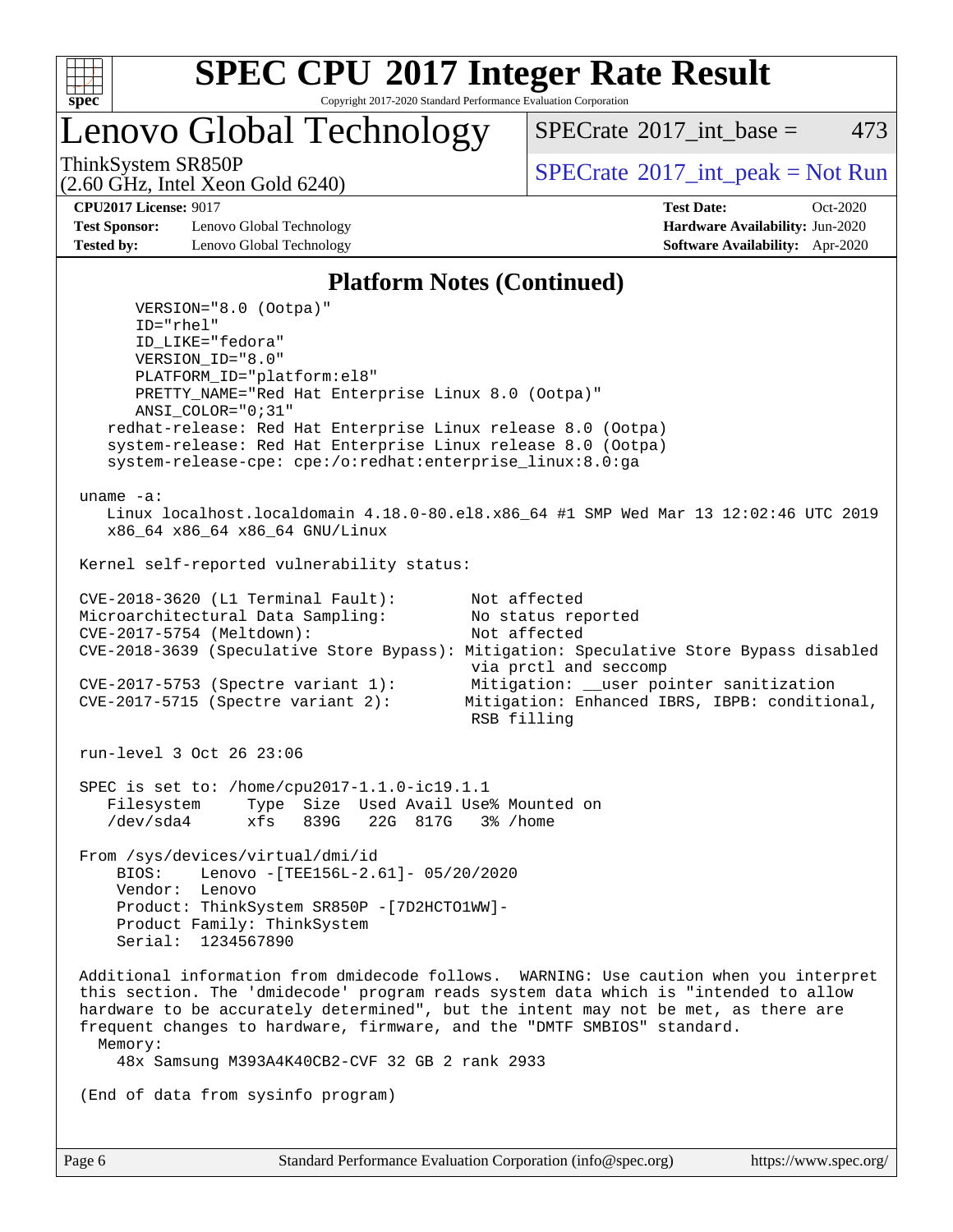# SPEC CPU 2017 Integer Rate Result

Copyright 2017-2020 Standard Performance Evaluation Corporation

## Lenovo Global Technology

ThinkSystem SR850P
(2.60 GHz, Intel Xeon Gold 6240)

SPECrate 2017_int_base = 473

SPECrate 2017_int_peak = Not Run

**CPU2017 License:** 9017
**Test Sponsor:** Lenovo Global Technology
**Tested by:** Lenovo Global Technology

**Test Date:** Oct-2020
**Hardware Availability:** Jun-2020
**Software Availability:** Apr-2020

### Platform Notes (Continued)

```
      VERSION="8.0 (Ootpa)"
      ID="rhel"
      ID_LIKE="fedora"
      VERSION_ID="8.0"
      PLATFORM_ID="platform:el8"
      PRETTY_NAME="Red Hat Enterprise Linux 8.0 (Ootpa)"
      ANSI_COLOR="0;31"
   redhat-release: Red Hat Enterprise Linux release 8.0 (Ootpa)
   system-release: Red Hat Enterprise Linux release 8.0 (Ootpa)
   system-release-cpe: cpe:/o:redhat:enterprise_linux:8.0:ga

uname -a:
   Linux localhost.localdomain 4.18.0-80.el8.x86_64 #1 SMP Wed Mar 13 12:02:46 UTC 2019
   x86_64 x86_64 x86_64 GNU/Linux

Kernel self-reported vulnerability status:

CVE-2018-3620 (L1 Terminal Fault):          Not affected
Microarchitectural Data Sampling:           No status reported
CVE-2017-5754 (Meltdown):                   Not affected
CVE-2018-3639 (Speculative Store Bypass): Mitigation: Speculative Store Bypass disabled
                                            via prctl and seccomp
CVE-2017-5753 (Spectre variant 1):          Mitigation: __user pointer sanitization
CVE-2017-5715 (Spectre variant 2):         Mitigation: Enhanced IBRS, IBPB: conditional,
                                            RSB filling

run-level 3 Oct 26 23:06

SPEC is set to: /home/cpu2017-1.1.0-ic19.1.1
   Filesystem     Type  Size  Used Avail Use% Mounted on
   /dev/sda4      xfs   839G   22G  817G   3% /home

From /sys/devices/virtual/dmi/id
    BIOS:    Lenovo -[TEE156L-2.61]- 05/20/2020
    Vendor:  Lenovo
    Product: ThinkSystem SR850P -[7D2HCTO1WW]-
    Product Family: ThinkSystem
    Serial:  1234567890

Additional information from dmidecode follows.  WARNING: Use caution when you interpret
this section. The 'dmidecode' program reads system data which is "intended to allow
hardware to be accurately determined", but the intent may not be met, as there are
frequent changes to hardware, firmware, and the "DMTF SMBIOS" standard.
  Memory:
    48x Samsung M393A4K40CB2-CVF 32 GB 2 rank 2933

(End of data from sysinfo program)
```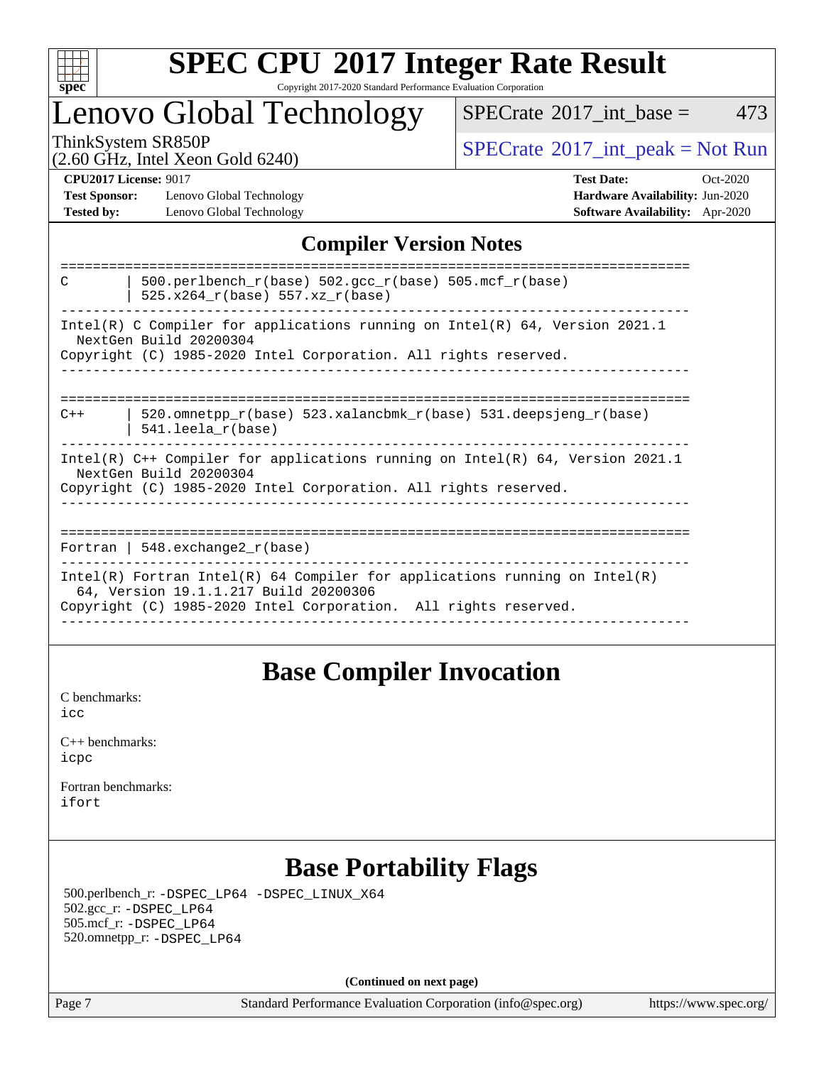# SPEC CPU 2017 Integer Rate Result

Copyright 2017-2020 Standard Performance Evaluation Corporation

## Lenovo Global Technology

ThinkSystem SR850P
(2.60 GHz, Intel Xeon Gold 6240)

SPECrate 2017_int_base = 473

SPECrate 2017_int_peak = Not Run

**CPU2017 License:** 9017
**Test Sponsor:** Lenovo Global Technology
**Tested by:** Lenovo Global Technology

**Test Date:** Oct-2020
**Hardware Availability:** Jun-2020
**Software Availability:** Apr-2020

## Compiler Version Notes

```
==============================================================================
C       | 500.perlbench_r(base) 502.gcc_r(base) 505.mcf_r(base)
        | 525.x264_r(base) 557.xz_r(base)
------------------------------------------------------------------------------
Intel(R) C Compiler for applications running on Intel(R) 64, Version 2021.1
  NextGen Build 20200304
Copyright (C) 1985-2020 Intel Corporation. All rights reserved.
------------------------------------------------------------------------------

==============================================================================
C++     | 520.omnetpp_r(base) 523.xalancbmk_r(base) 531.deepsjeng_r(base)
        | 541.leela_r(base)
------------------------------------------------------------------------------
Intel(R) C++ Compiler for applications running on Intel(R) 64, Version 2021.1
  NextGen Build 20200304
Copyright (C) 1985-2020 Intel Corporation. All rights reserved.
------------------------------------------------------------------------------

==============================================================================
Fortran | 548.exchange2_r(base)
------------------------------------------------------------------------------
Intel(R) Fortran Intel(R) 64 Compiler for applications running on Intel(R)
  64, Version 19.1.1.217 Build 20200306
Copyright (C) 1985-2020 Intel Corporation.  All rights reserved.
------------------------------------------------------------------------------
```

## Base Compiler Invocation

C benchmarks:
icc

C++ benchmarks:
icpc

Fortran benchmarks:
ifort

## Base Portability Flags

500.perlbench_r: -DSPEC_LP64 -DSPEC_LINUX_X64
502.gcc_r: -DSPEC_LP64
505.mcf_r: -DSPEC_LP64
520.omnetpp_r: -DSPEC_LP64

**(Continued on next page)**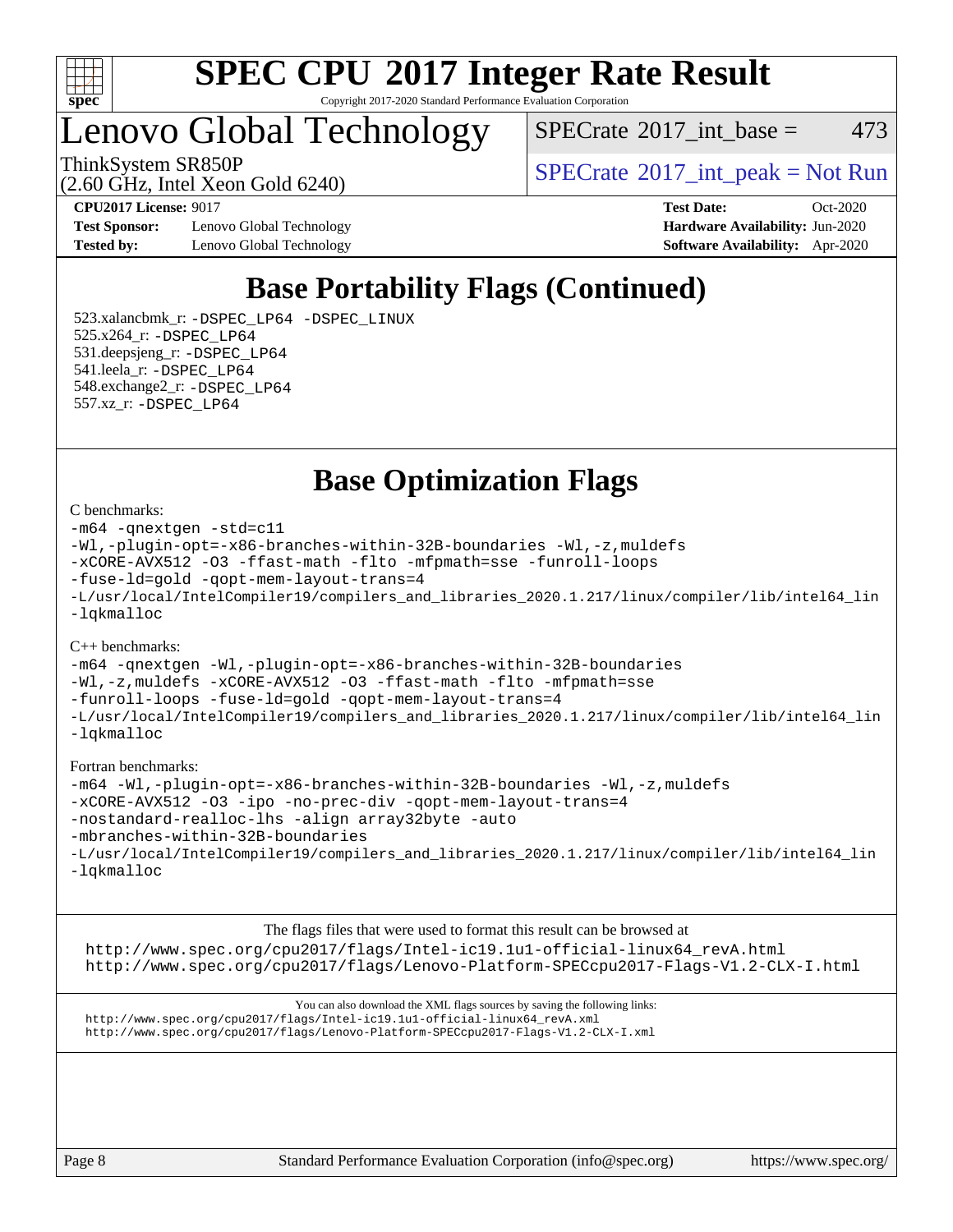# SPEC CPU 2017 Integer Rate Result

Copyright 2017-2020 Standard Performance Evaluation Corporation

## Lenovo Global Technology

ThinkSystem SR850P
(2.60 GHz, Intel Xeon Gold 6240)

SPECrate 2017_int_base = 473

SPECrate 2017_int_peak = Not Run

**CPU2017 License:** 9017
**Test Sponsor:** Lenovo Global Technology
**Tested by:** Lenovo Global Technology

**Test Date:** Oct-2020
**Hardware Availability:** Jun-2020
**Software Availability:** Apr-2020

## Base Portability Flags (Continued)

523.xalancbmk_r: -DSPEC_LP64 -DSPEC_LINUX
525.x264_r: -DSPEC_LP64
531.deepsjeng_r: -DSPEC_LP64
541.leela_r: -DSPEC_LP64
548.exchange2_r: -DSPEC_LP64
557.xz_r: -DSPEC_LP64

## Base Optimization Flags

C benchmarks:

```
-m64 -qnextgen -std=c11
-Wl,-plugin-opt=-x86-branches-within-32B-boundaries -Wl,-z,muldefs
-xCORE-AVX512 -O3 -ffast-math -flto -mfpmath=sse -funroll-loops
-fuse-ld=gold -qopt-mem-layout-trans=4
-L/usr/local/IntelCompiler19/compilers_and_libraries_2020.1.217/linux/compiler/lib/intel64_lin
-lqkmalloc
```

C++ benchmarks:

```
-m64 -qnextgen -Wl,-plugin-opt=-x86-branches-within-32B-boundaries
-Wl,-z,muldefs -xCORE-AVX512 -O3 -ffast-math -flto -mfpmath=sse
-funroll-loops -fuse-ld=gold -qopt-mem-layout-trans=4
-L/usr/local/IntelCompiler19/compilers_and_libraries_2020.1.217/linux/compiler/lib/intel64_lin
-lqkmalloc
```

Fortran benchmarks:

```
-m64 -Wl,-plugin-opt=-x86-branches-within-32B-boundaries -Wl,-z,muldefs
-xCORE-AVX512 -O3 -ipo -no-prec-div -qopt-mem-layout-trans=4
-nostandard-realloc-lhs -align array32byte -auto
-mbranches-within-32B-boundaries
-L/usr/local/IntelCompiler19/compilers_and_libraries_2020.1.217/linux/compiler/lib/intel64_lin
-lqkmalloc
```

The flags files that were used to format this result can be browsed at
http://www.spec.org/cpu2017/flags/Intel-ic19.1u1-official-linux64_revA.html
http://www.spec.org/cpu2017/flags/Lenovo-Platform-SPECcpu2017-Flags-V1.2-CLX-I.html

You can also download the XML flags sources by saving the following links:
http://www.spec.org/cpu2017/flags/Intel-ic19.1u1-official-linux64_revA.xml
http://www.spec.org/cpu2017/flags/Lenovo-Platform-SPECcpu2017-Flags-V1.2-CLX-I.xml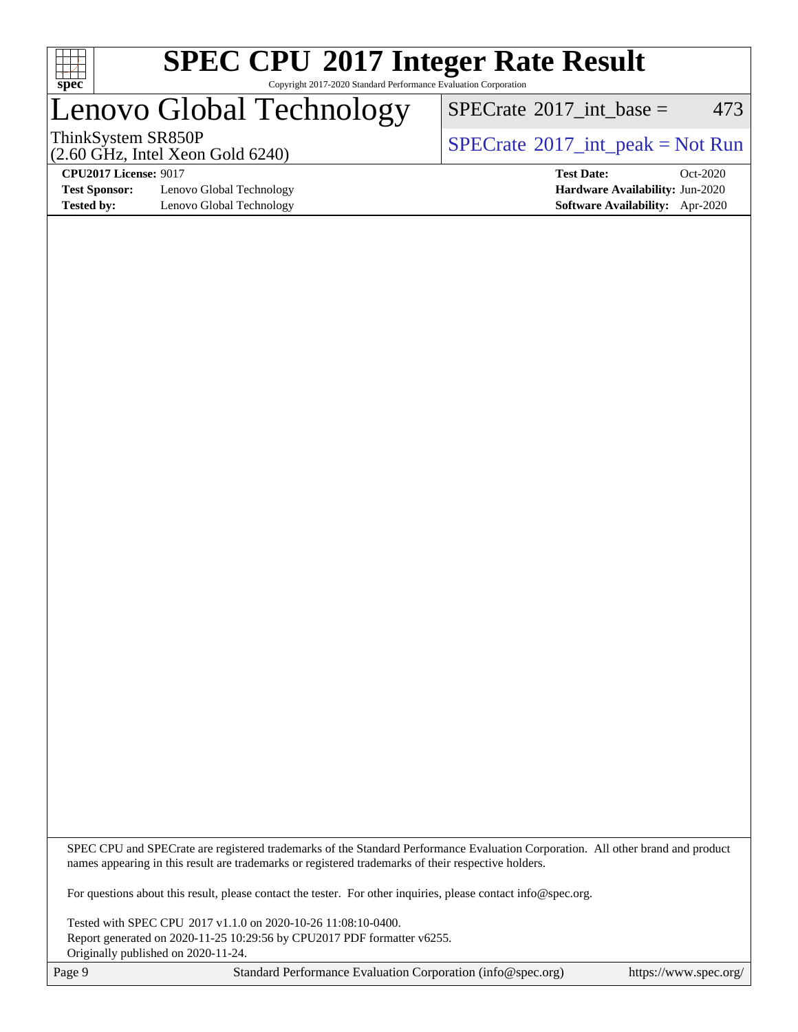SPEC CPU and SPECrate are registered trademarks of the Standard Performance Evaluation Corporation. All other brand and product names appearing in this result are trademarks or registered trademarks of their respective holders.

For questions about this result, please contact the tester. For other inquiries, please contact info@spec.org.

Tested with SPEC CPU 2017 v1.1.0 on 2020-10-26 11:08:10-0400.
Report generated on 2020-11-25 10:29:56 by CPU2017 PDF formatter v6255.
Originally published on 2020-11-24.